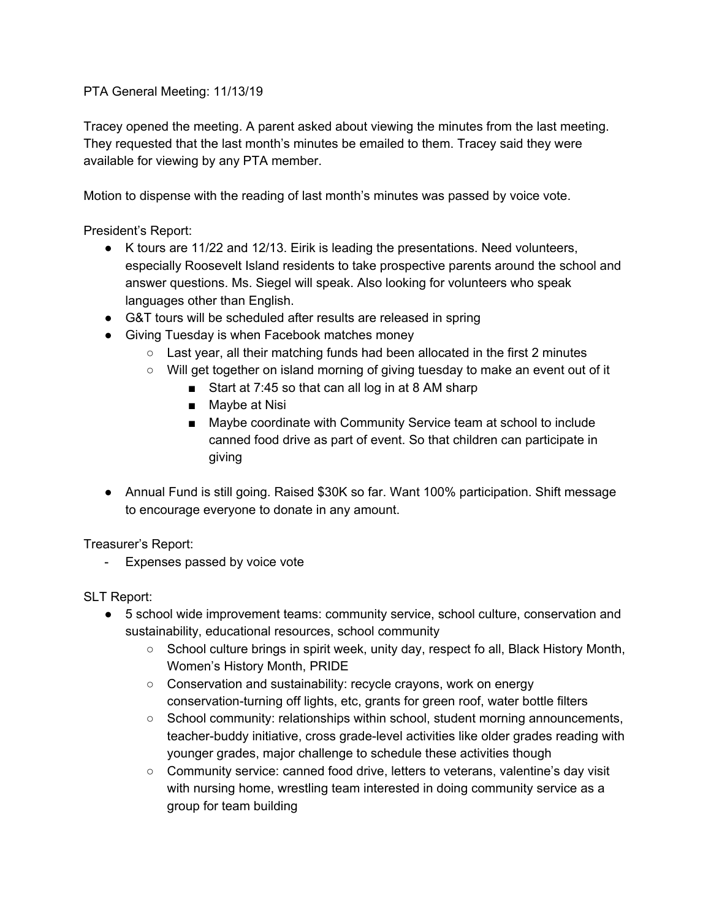PTA General Meeting: 11/13/19

Tracey opened the meeting. A parent asked about viewing the minutes from the last meeting. They requested that the last month's minutes be emailed to them. Tracey said they were available for viewing by any PTA member.

Motion to dispense with the reading of last month's minutes was passed by voice vote.

President's Report:

- K tours are 11/22 and 12/13. Eirik is leading the presentations. Need volunteers, especially Roosevelt Island residents to take prospective parents around the school and answer questions. Ms. Siegel will speak. Also looking for volunteers who speak languages other than English.
- G&T tours will be scheduled after results are released in spring
- Giving Tuesday is when Facebook matches money
    - Last year, all their matching funds had been allocated in the first 2 minutes
    - Will get together on island morning of giving tuesday to make an event out of it
        - Start at 7:45 so that can all log in at 8 AM sharp
        - Maybe at Nisi
        - Maybe coordinate with Community Service team at school to include canned food drive as part of event. So that children can participate in giving
- Annual Fund is still going. Raised $30K so far. Want 100% participation. Shift message to encourage everyone to donate in any amount.

Treasurer's Report:

- Expenses passed by voice vote

SLT Report:

- 5 school wide improvement teams: community service, school culture, conservation and sustainability, educational resources, school community
    - School culture brings in spirit week, unity day, respect fo all, Black History Month, Women's History Month, PRIDE
    - Conservation and sustainability: recycle crayons, work on energy conservation-turning off lights, etc, grants for green roof, water bottle filters
    - School community: relationships within school, student morning announcements, teacher-buddy initiative, cross grade-level activities like older grades reading with younger grades, major challenge to schedule these activities though
    - Community service: canned food drive, letters to veterans, valentine's day visit with nursing home, wrestling team interested in doing community service as a group for team building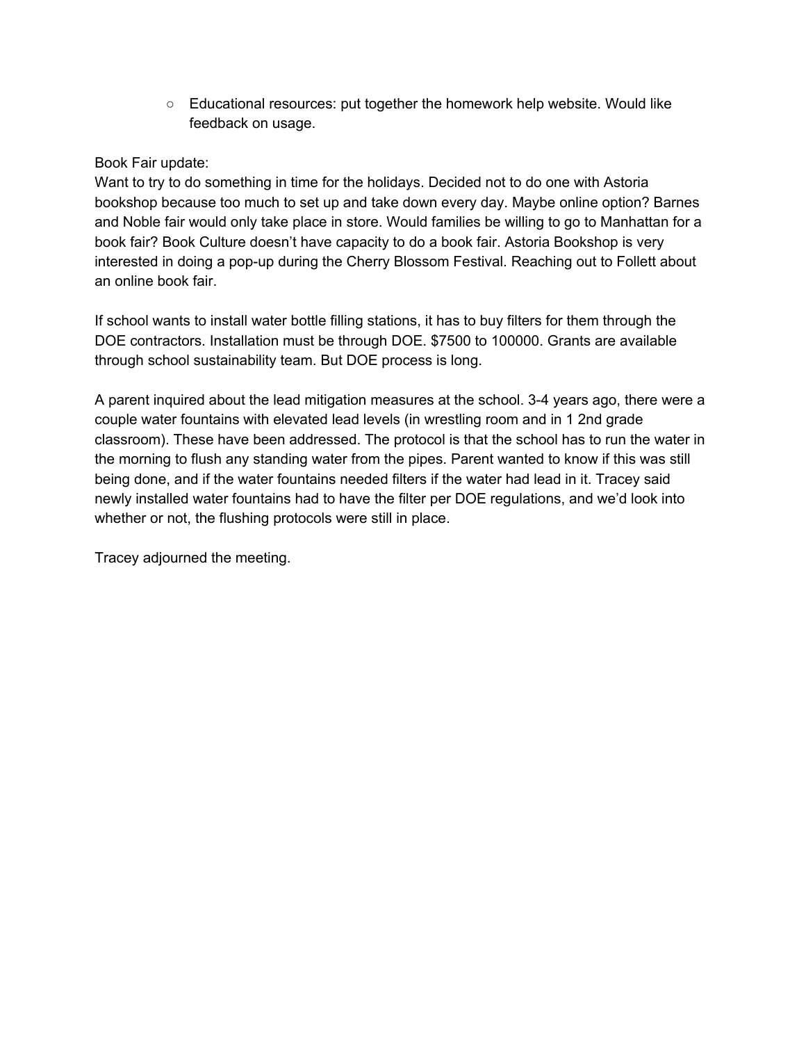- Educational resources: put together the homework help website. Would like feedback on usage.

Book Fair update:
Want to try to do something in time for the holidays. Decided not to do one with Astoria bookshop because too much to set up and take down every day. Maybe online option? Barnes and Noble fair would only take place in store. Would families be willing to go to Manhattan for a book fair? Book Culture doesn't have capacity to do a book fair. Astoria Bookshop is very interested in doing a pop-up during the Cherry Blossom Festival. Reaching out to Follett about an online book fair.

If school wants to install water bottle filling stations, it has to buy filters for them through the DOE contractors. Installation must be through DOE. $7500 to 100000. Grants are available through school sustainability team. But DOE process is long.

A parent inquired about the lead mitigation measures at the school. 3-4 years ago, there were a couple water fountains with elevated lead levels (in wrestling room and in 1 2nd grade classroom). These have been addressed. The protocol is that the school has to run the water in the morning to flush any standing water from the pipes. Parent wanted to know if this was still being done, and if the water fountains needed filters if the water had lead in it. Tracey said newly installed water fountains had to have the filter per DOE regulations, and we'd look into whether or not, the flushing protocols were still in place.

Tracey adjourned the meeting.